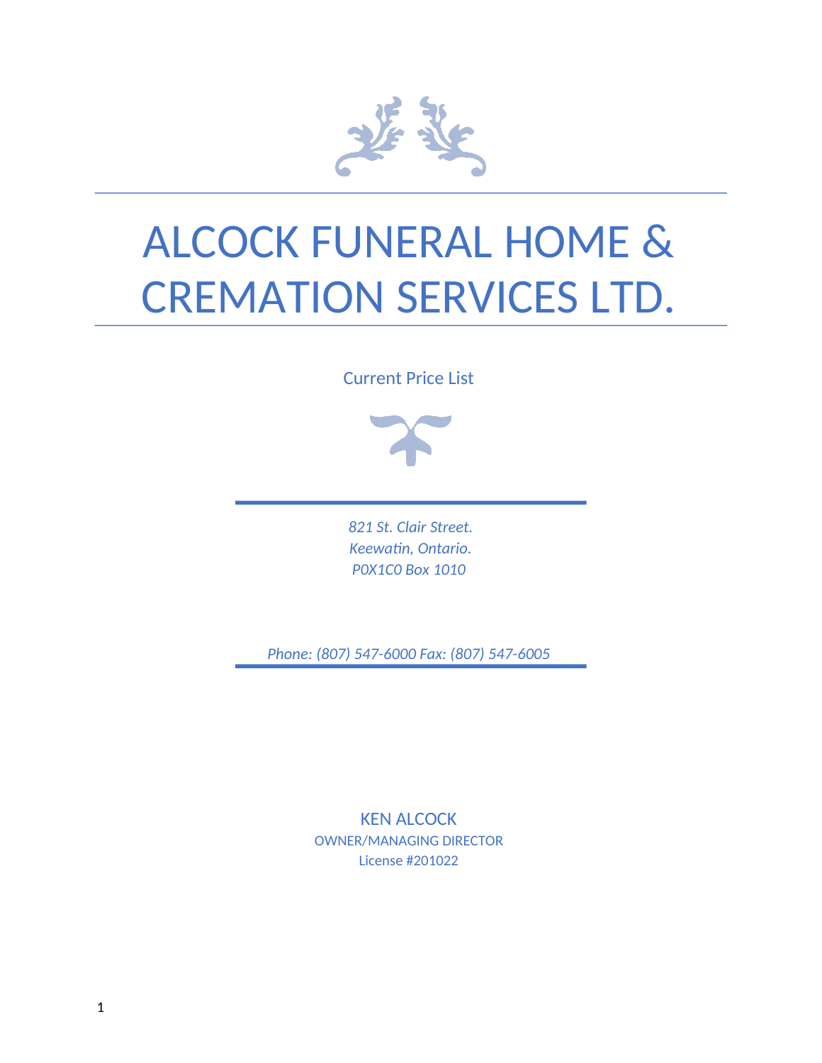# ALCOCK FUNERAL HOME & CREMATION SERVICES LTD.

Current Price List

*821 St. Clair Street.*
*Keewatin, Ontario.*
*P0X1C0 Box 1010*

*Phone: (807) 547-6000 Fax: (807) 547-6005*

KEN ALCOCK
OWNER/MANAGING DIRECTOR
License #201022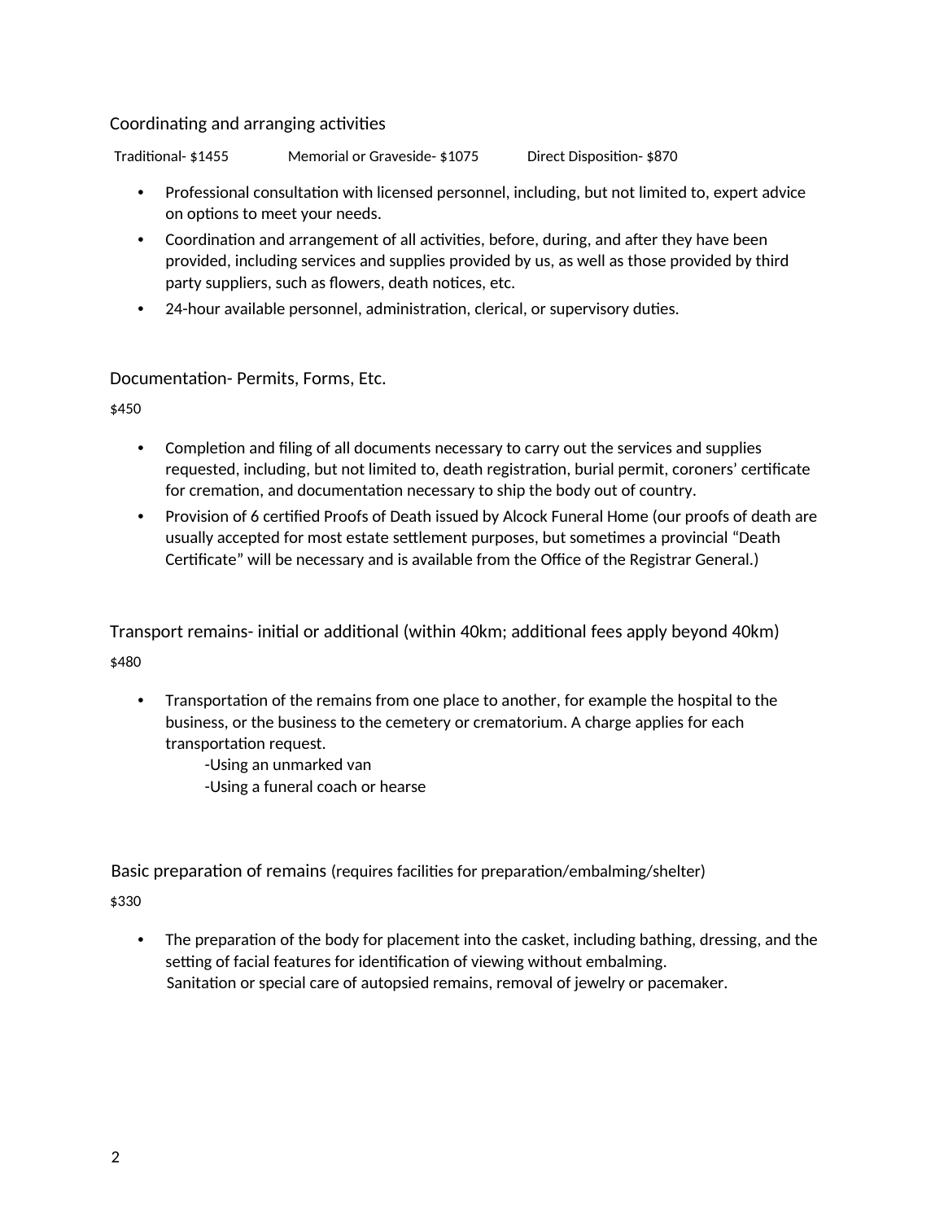## Coordinating and arranging activities

Traditional- $1455 Memorial or Graveside- $1075 Direct Disposition- $870

- Professional consultation with licensed personnel, including, but not limited to, expert advice on options to meet your needs.
- Coordination and arrangement of all activities, before, during, and after they have been provided, including services and supplies provided by us, as well as those provided by third party suppliers, such as flowers, death notices, etc.
- 24-hour available personnel, administration, clerical, or supervisory duties.

## Documentation- Permits, Forms, Etc.

$450

- Completion and filing of all documents necessary to carry out the services and supplies requested, including, but not limited to, death registration, burial permit, coroners' certificate for cremation, and documentation necessary to ship the body out of country.
- Provision of 6 certified Proofs of Death issued by Alcock Funeral Home (our proofs of death are usually accepted for most estate settlement purposes, but sometimes a provincial "Death Certificate" will be necessary and is available from the Office of the Registrar General.)

## Transport remains- initial or additional (within 40km; additional fees apply beyond 40km)

$480

- Transportation of the remains from one place to another, for example the hospital to the business, or the business to the cemetery or crematorium. A charge applies for each transportation request.
  - -Using an unmarked van
  - -Using a funeral coach or hearse

## Basic preparation of remains (requires facilities for preparation/embalming/shelter)

$330

- The preparation of the body for placement into the casket, including bathing, dressing, and the setting of facial features for identification of viewing without embalming.
  Sanitation or special care of autopsied remains, removal of jewelry or pacemaker.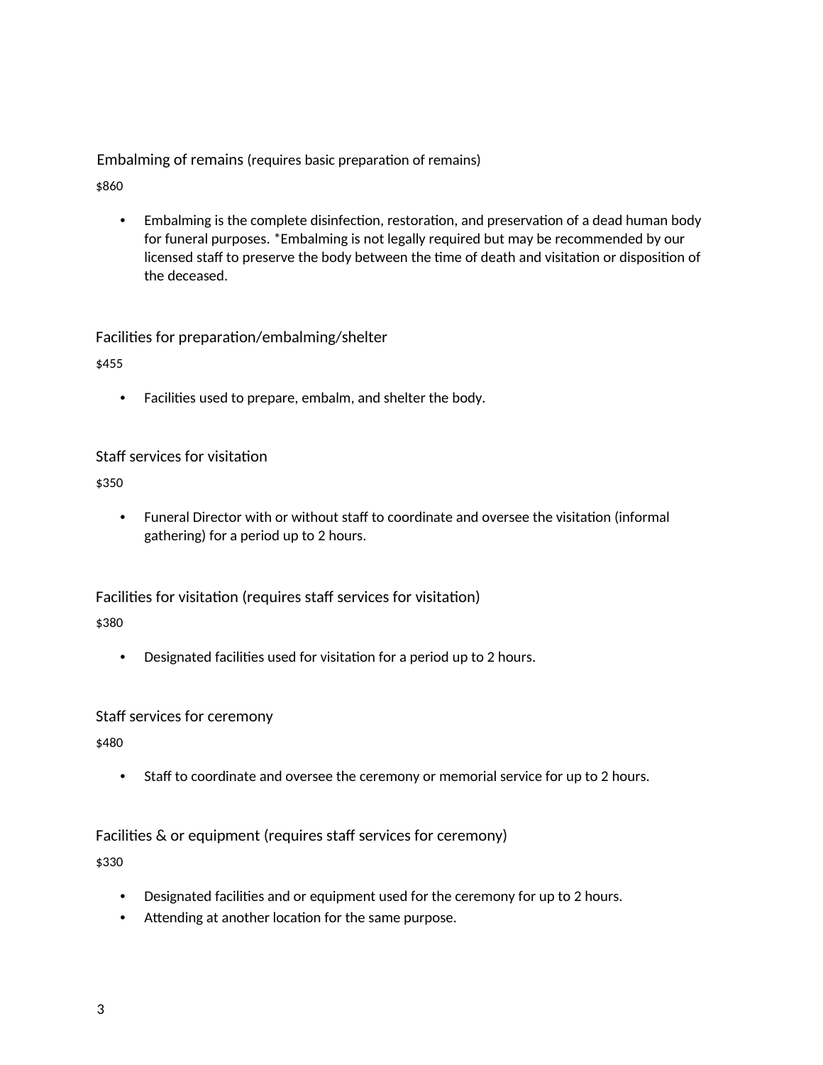### Embalming of remains (requires basic preparation of remains)

$860

- Embalming is the complete disinfection, restoration, and preservation of a dead human body for funeral purposes. *Embalming is not legally required but may be recommended by our licensed staff to preserve the body between the time of death and visitation or disposition of the deceased.

### Facilities for preparation/embalming/shelter

$455

- Facilities used to prepare, embalm, and shelter the body.

### Staff services for visitation

$350

- Funeral Director with or without staff to coordinate and oversee the visitation (informal gathering) for a period up to 2 hours.

### Facilities for visitation (requires staff services for visitation)

$380

- Designated facilities used for visitation for a period up to 2 hours.

### Staff services for ceremony

$480

- Staff to coordinate and oversee the ceremony or memorial service for up to 2 hours.

### Facilities & or equipment (requires staff services for ceremony)

$330

- Designated facilities and or equipment used for the ceremony for up to 2 hours.
- Attending at another location for the same purpose.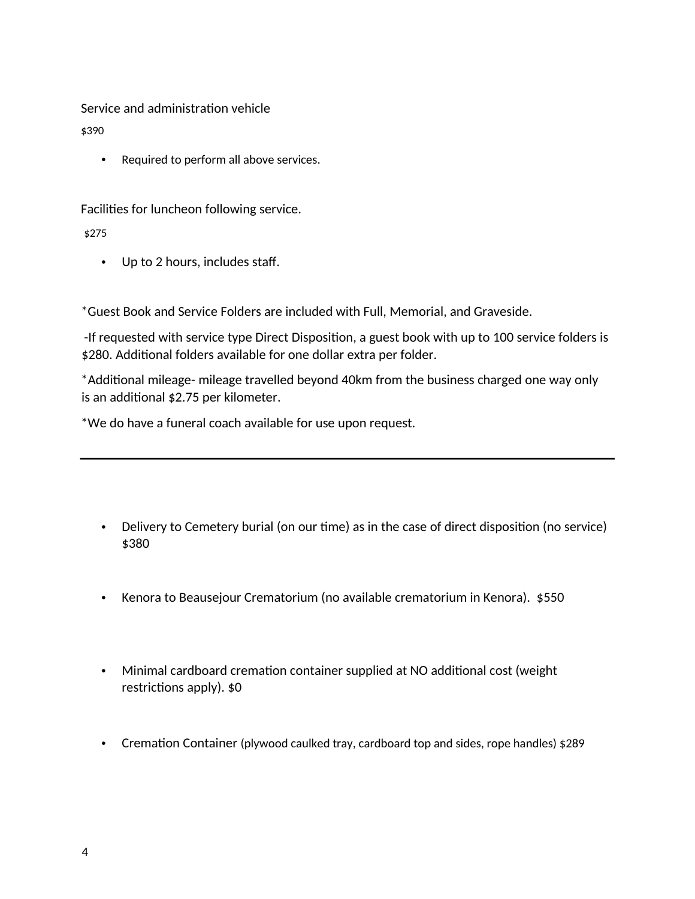Service and administration vehicle

$390

- Required to perform all above services.

Facilities for luncheon following service.

$275

- Up to 2 hours, includes staff.

*Guest Book and Service Folders are included with Full, Memorial, and Graveside.

-If requested with service type Direct Disposition, a guest book with up to 100 service folders is $280. Additional folders available for one dollar extra per folder.

*Additional mileage- mileage travelled beyond 40km from the business charged one way only is an additional $2.75 per kilometer.

*We do have a funeral coach available for use upon request.

---

- Delivery to Cemetery burial (on our time) as in the case of direct disposition (no service) $380

- Kenora to Beausejour Crematorium (no available crematorium in Kenora). $550

- Minimal cardboard cremation container supplied at NO additional cost (weight restrictions apply). $0

- Cremation Container (plywood caulked tray, cardboard top and sides, rope handles) $289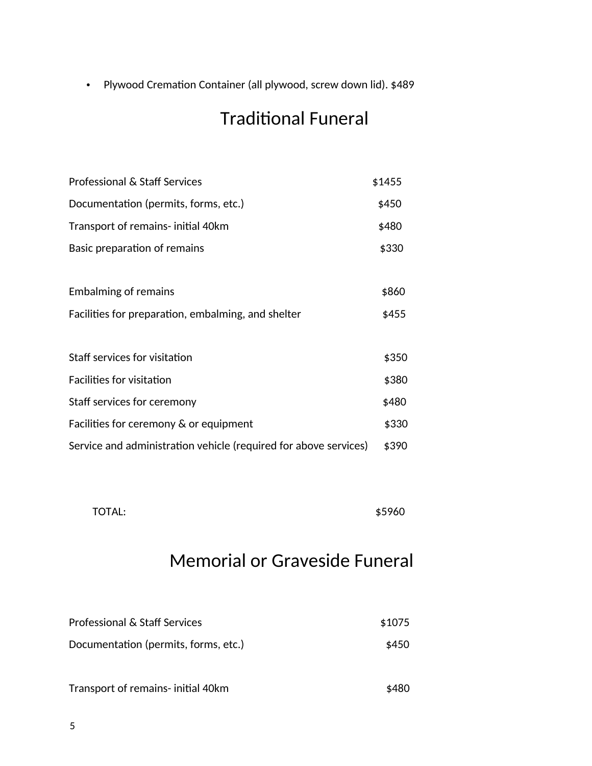- Plywood Cremation Container (all plywood, screw down lid). $489

# Traditional Funeral

| | |
|---|---|
| Professional & Staff Services | $1455 |
| Documentation (permits, forms, etc.) | $450 |
| Transport of remains- initial 40km | $480 |
| Basic preparation of remains | $330 |
| | |
| Embalming of remains | $860 |
| Facilities for preparation, embalming, and shelter | $455 |
| | |
| Staff services for visitation | $350 |
| Facilities for visitation | $380 |
| Staff services for ceremony | $480 |
| Facilities for ceremony & or equipment | $330 |
| Service and administration vehicle (required for above services) | $390 |
| | |
| TOTAL: | $5960 |

# Memorial or Graveside Funeral

| | |
|---|---|
| Professional & Staff Services | $1075 |
| Documentation (permits, forms, etc.) | $450 |
| | |
| Transport of remains- initial 40km | $480 |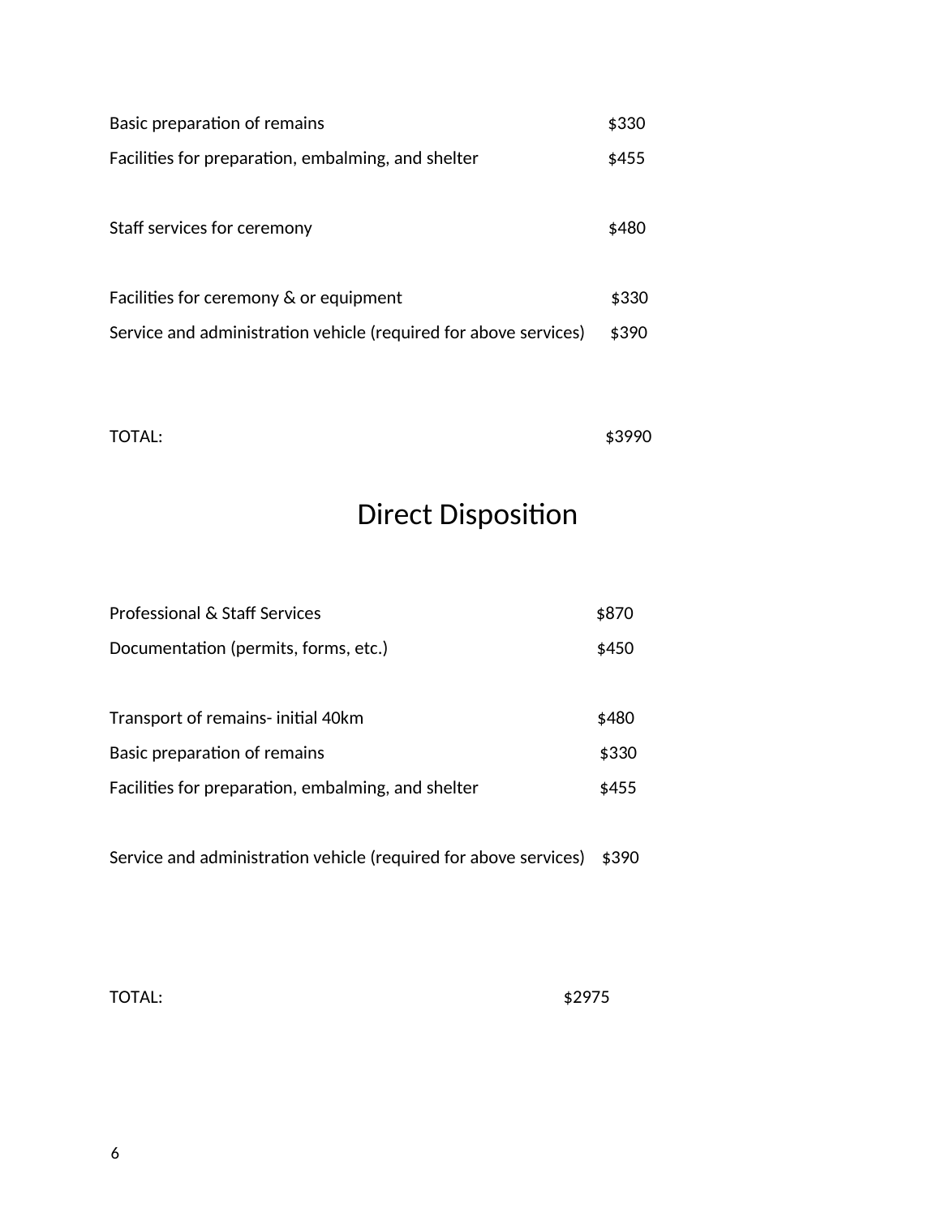| | |
|---|---|
| Basic preparation of remains | $330 |
| Facilities for preparation, embalming, and shelter | $455 |
| Staff services for ceremony | $480 |
| Facilities for ceremony & or equipment | $330 |
| Service and administration vehicle (required for above services) | $390 |
| TOTAL: | $3990 |

# Direct Disposition

| | |
|---|---|
| Professional & Staff Services | $870 |
| Documentation (permits, forms, etc.) | $450 |
| Transport of remains- initial 40km | $480 |
| Basic preparation of remains | $330 |
| Facilities for preparation, embalming, and shelter | $455 |
| Service and administration vehicle (required for above services) | $390 |
| TOTAL: | $2975 |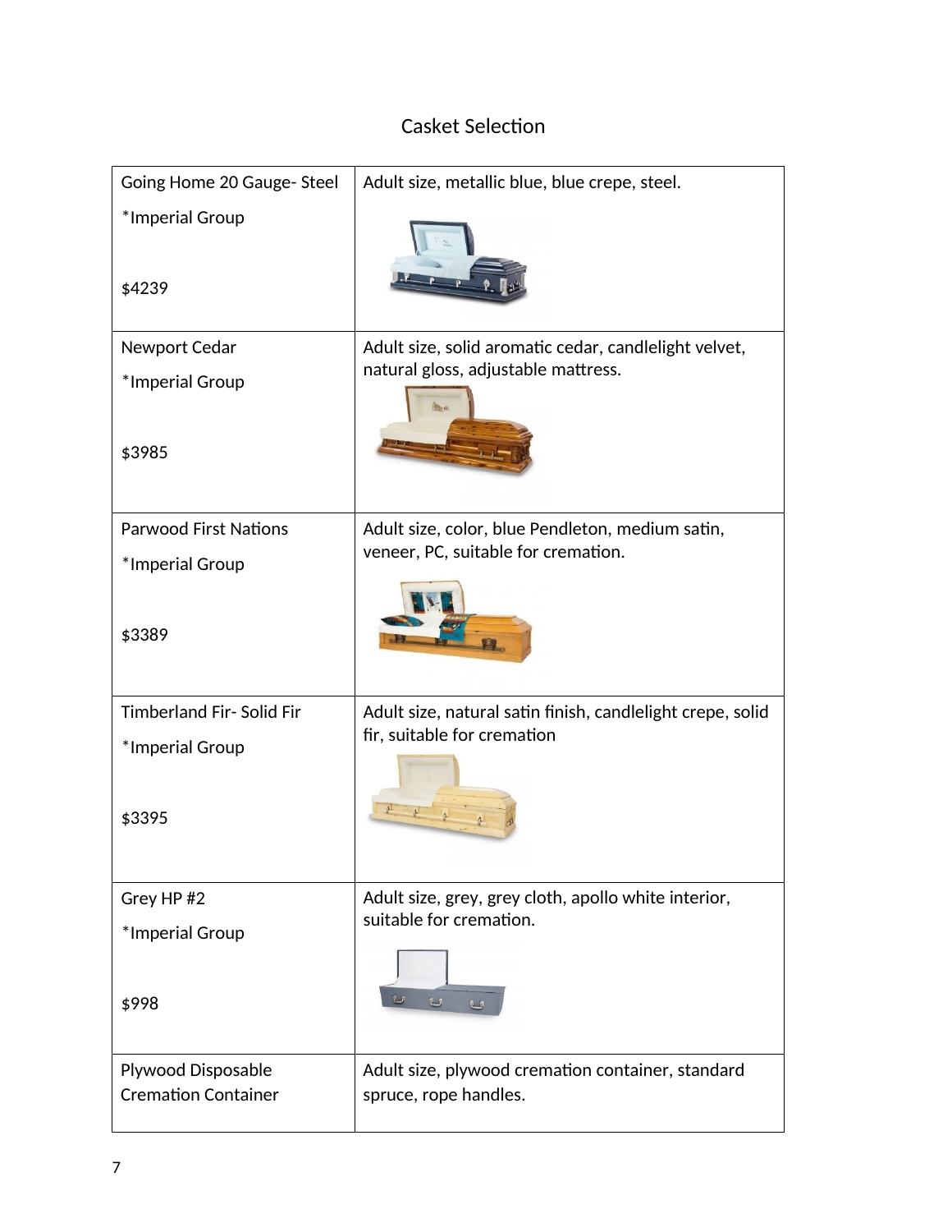# Casket Selection

| | |
|---|---|
| Going Home 20 Gauge- Steel<br><br>*Imperial Group<br><br>$4239 | Adult size, metallic blue, blue crepe, steel. |
| Newport Cedar<br><br>*Imperial Group<br><br>$3985 | Adult size, solid aromatic cedar, candlelight velvet, natural gloss, adjustable mattress. |
| Parwood First Nations<br><br>*Imperial Group<br><br>$3389 | Adult size, color, blue Pendleton, medium satin, veneer, PC, suitable for cremation. |
| Timberland Fir- Solid Fir<br><br>*Imperial Group<br><br>$3395 | Adult size, natural satin finish, candlelight crepe, solid fir, suitable for cremation |
| Grey HP #2<br><br>*Imperial Group<br><br>$998 | Adult size, grey, grey cloth, apollo white interior, suitable for cremation. |
| Plywood Disposable Cremation Container | Adult size, plywood cremation container, standard spruce, rope handles. |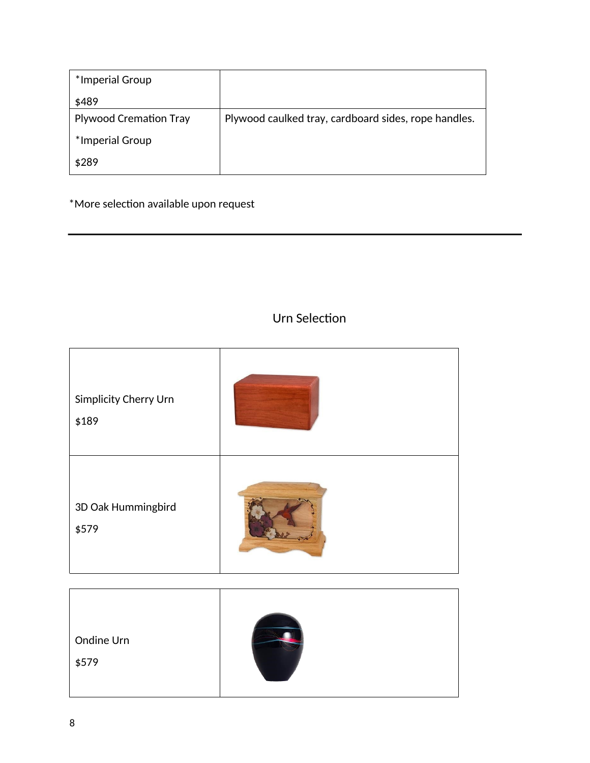| *Imperial Group<br>$489 | |
|---|---|
| Plywood Cremation Tray<br>*Imperial Group<br>$289 | Plywood caulked tray, cardboard sides, rope handles. |

*More selection available upon request

---

## Urn Selection

| Simplicity Cherry Urn<br>$189 | |
|---|---|
| 3D Oak Hummingbird<br>$579 | |

| Ondine Urn<br>$579 | |
|---|---|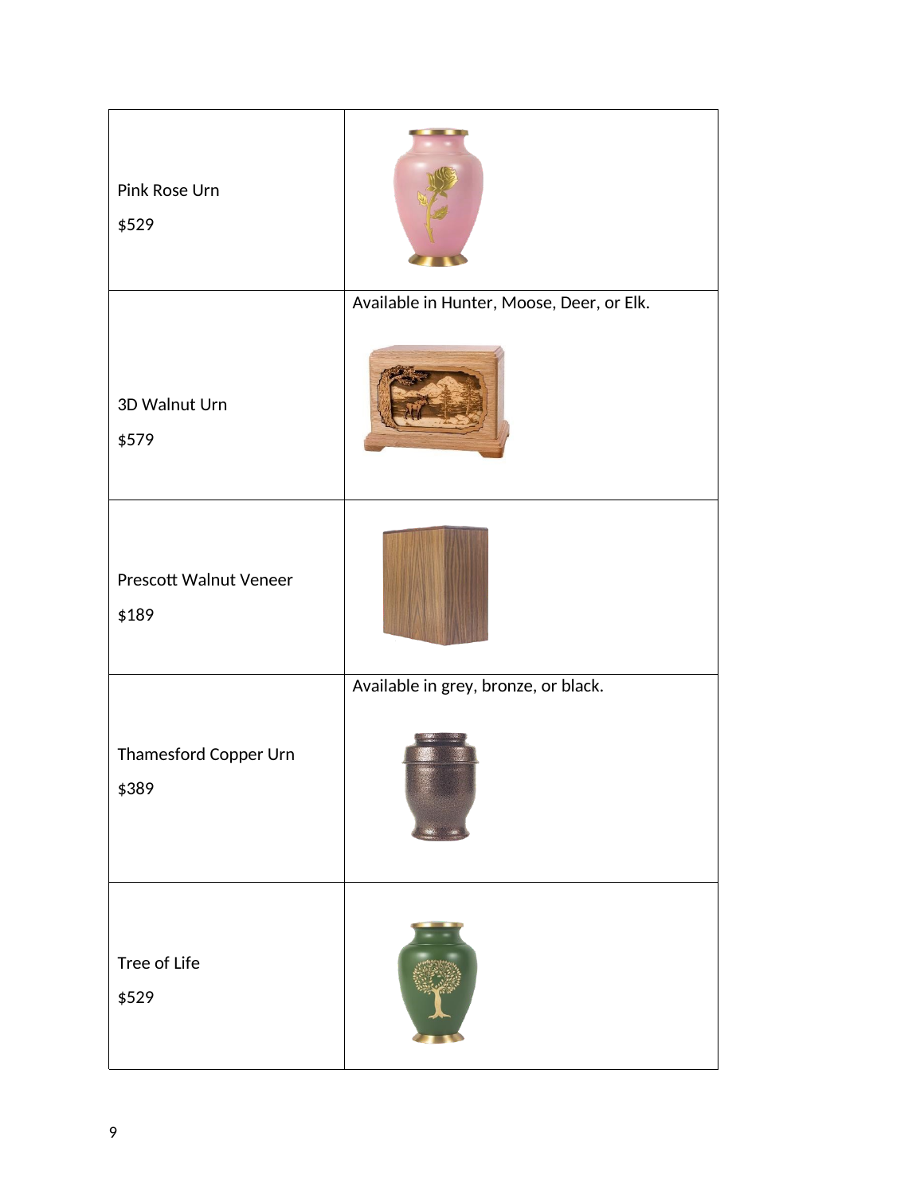| | |
|---|---|
| Pink Rose Urn<br><br>$529 | |
| 3D Walnut Urn<br><br>$579 | Available in Hunter, Moose, Deer, or Elk. |
| Prescott Walnut Veneer<br><br>$189 | |
| Thamesford Copper Urn<br><br>$389 | Available in grey, bronze, or black. |
| Tree of Life<br><br>$529 | |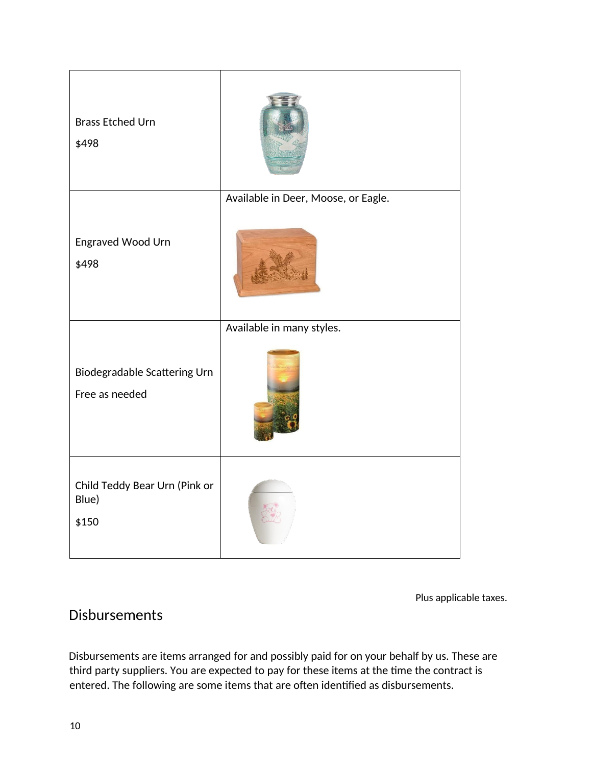| | |
|---|---|
| Brass Etched Urn<br><br>$498 | |
| Engraved Wood Urn<br><br>$498 | Available in Deer, Moose, or Eagle. |
| Biodegradable Scattering Urn<br><br>Free as needed | Available in many styles. |
| Child Teddy Bear Urn (Pink or Blue)<br><br>$150 | |

Plus applicable taxes.

## Disbursements

Disbursements are items arranged for and possibly paid for on your behalf by us. These are third party suppliers. You are expected to pay for these items at the time the contract is entered. The following are some items that are often identified as disbursements.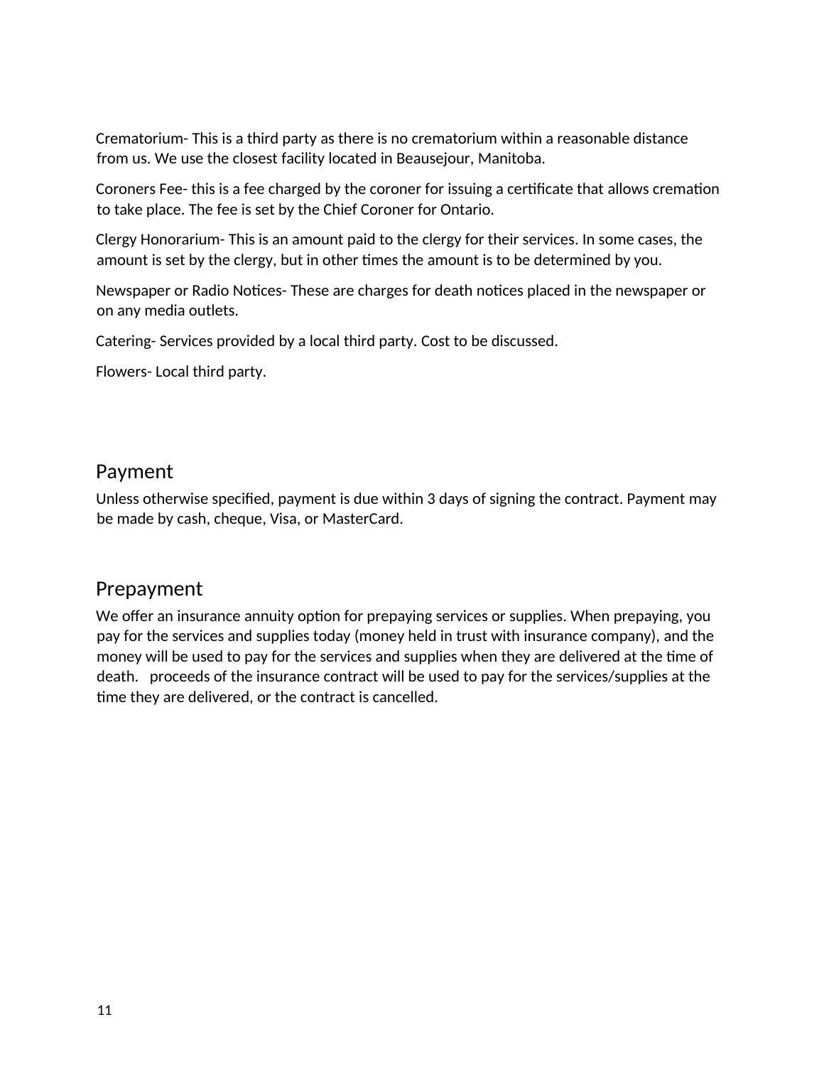Crematorium- This is a third party as there is no crematorium within a reasonable distance from us. We use the closest facility located in Beausejour, Manitoba.

Coroners Fee- this is a fee charged by the coroner for issuing a certificate that allows cremation to take place. The fee is set by the Chief Coroner for Ontario.

Clergy Honorarium- This is an amount paid to the clergy for their services. In some cases, the amount is set by the clergy, but in other times the amount is to be determined by you.

Newspaper or Radio Notices- These are charges for death notices placed in the newspaper or on any media outlets.

Catering- Services provided by a local third party. Cost to be discussed.

Flowers- Local third party.

## Payment

Unless otherwise specified, payment is due within 3 days of signing the contract. Payment may be made by cash, cheque, Visa, or MasterCard.

## Prepayment

We offer an insurance annuity option for prepaying services or supplies. When prepaying, you pay for the services and supplies today (money held in trust with insurance company), and the money will be used to pay for the services and supplies when they are delivered at the time of death.   proceeds of the insurance contract will be used to pay for the services/supplies at the time they are delivered, or the contract is cancelled.